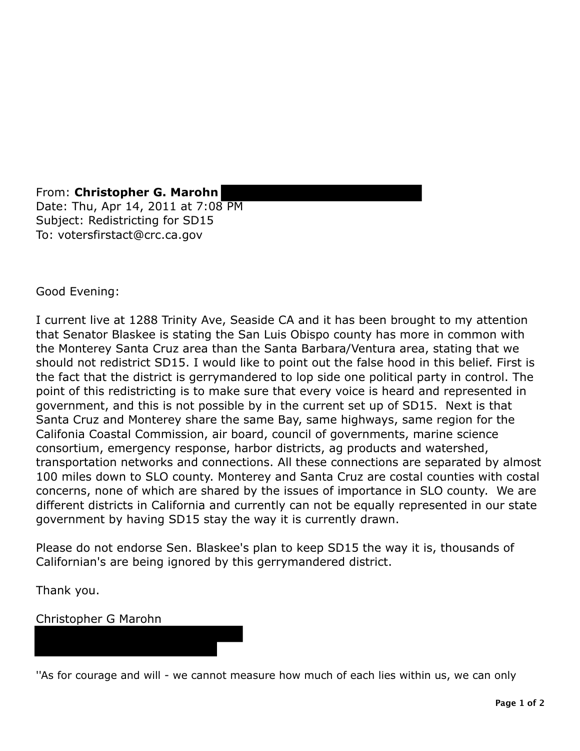From: **Christopher G. Marohn**
Date: Thu, Apr 14, 2011 at 7:08 PM
Subject: Redistricting for SD15
To: votersfirstact@crc.ca.gov

Good Evening:

I current live at 1288 Trinity Ave, Seaside CA and it has been brought to my attention that Senator Blaskee is stating the San Luis Obispo county has more in common with the Monterey Santa Cruz area than the Santa Barbara/Ventura area, stating that we should not redistrict SD15. I would like to point out the false hood in this belief. First is the fact that the district is gerrymandered to lop side one political party in control. The point of this redistricting is to make sure that every voice is heard and represented in government, and this is not possible by in the current set up of SD15. Next is that Santa Cruz and Monterey share the same Bay, same highways, same region for the Califonia Coastal Commission, air board, council of governments, marine science consortium, emergency response, harbor districts, ag products and watershed, transportation networks and connections. All these connections are separated by almost 100 miles down to SLO county. Monterey and Santa Cruz are costal counties with costal concerns, none of which are shared by the issues of importance in SLO county. We are different districts in California and currently can not be equally represented in our state government by having SD15 stay the way it is currently drawn.

Please do not endorse Sen. Blaskee's plan to keep SD15 the way it is, thousands of Californian's are being ignored by this gerrymandered district.

Thank you.

Christopher G Marohn

''As for courage and will - we cannot measure how much of each lies within us, we can only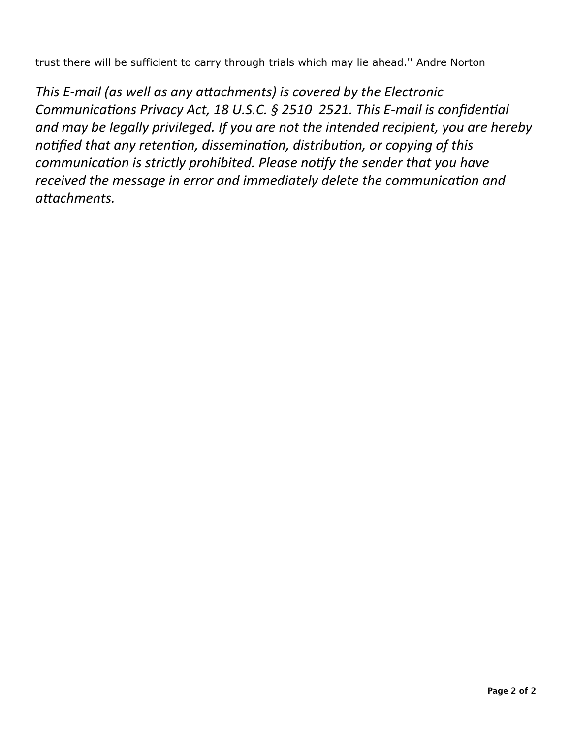trust there will be sufficient to carry through trials which may lie ahead.'' Andre Norton

*This E-mail (as well as any attachments) is covered by the Electronic Communications Privacy Act, 18 U.S.C. § 2510  2521. This E-mail is confidential and may be legally privileged. If you are not the intended recipient, you are hereby notified that any retention, dissemination, distribution, or copying of this communication is strictly prohibited. Please notify the sender that you have received the message in error and immediately delete the communication and attachments.*